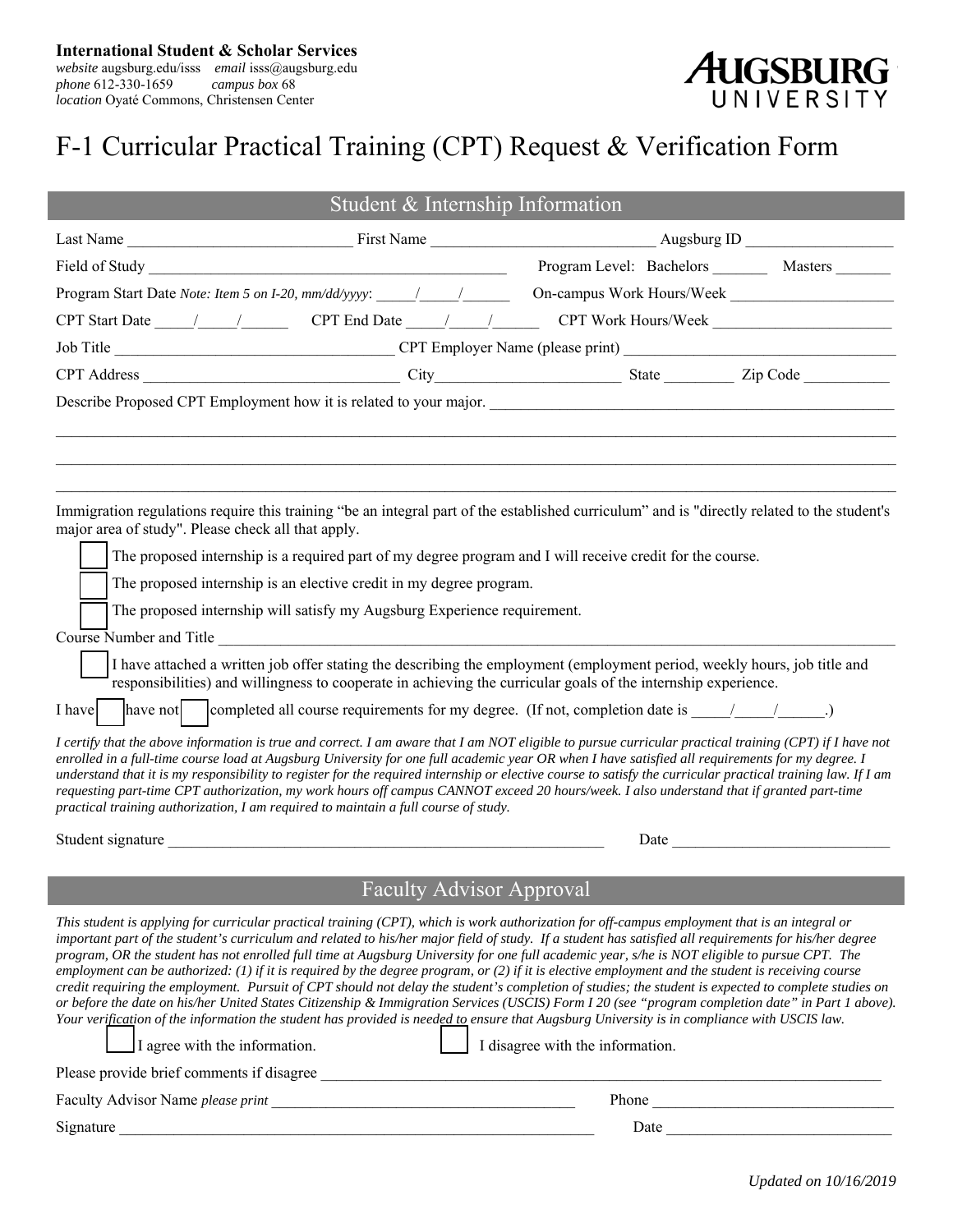**International Student & Scholar Services**
*website* augsburg.edu/isss *email* isss@augsburg.edu
*phone* 612-330-1659 *campus box* 68
*location* Oyaté Commons, Christensen Center

AUGSBURG UNIVERSITY

# F-1 Curricular Practical Training (CPT) Request & Verification Form

## Student & Internship Information

Last Name ____________________________ First Name ____________________________ Augsburg ID __________________

Field of Study _______________________________________________ Program Level: Bachelors _______ Masters _______

Program Start Date *Note: Item 5 on I-20, mm/dd/yyyy*: _____/_____/______ On-campus Work Hours/Week ____________________

CPT Start Date _____/_____/______ CPT End Date _____/_____/______ CPT Work Hours/Week ______________________

Job Title ___________________________________ CPT Employer Name (please print) ___________________________________

CPT Address _________________________________ City_______________________ State _________ Zip Code ___________

Describe Proposed CPT Employment how it is related to your major. ______________________________________________________

_______________________________________________________________________________________________________

_______________________________________________________________________________________________________

_______________________________________________________________________________________________________

Immigration regulations require this training "be an integral part of the established curriculum" and is "directly related to the student's major area of study". Please check all that apply.

- ☐ The proposed internship is a required part of my degree program and I will receive credit for the course.
- ☐ The proposed internship is an elective credit in my degree program.
- ☐ The proposed internship will satisfy my Augsburg Experience requirement.

Course Number and Title _______________________________________________________________________________________

- ☐ I have attached a written job offer stating the describing the employment (employment period, weekly hours, job title and responsibilities) and willingness to cooperate in achieving the curricular goals of the internship experience.

I have ☐ have not ☐ completed all course requirements for my degree. (If not, completion date is _____/_____/______.)

*I certify that the above information is true and correct. I am aware that I am NOT eligible to pursue curricular practical training (CPT) if I have not enrolled in a full-time course load at Augsburg University for one full academic year OR when I have satisfied all requirements for my degree. I understand that it is my responsibility to register for the required internship or elective course to satisfy the curricular practical training law. If I am requesting part-time CPT authorization, my work hours off campus CANNOT exceed 20 hours/week. I also understand that if granted part-time practical training authorization, I am required to maintain a full course of study.*

Student signature ___________________________________________________________ Date ___________________________

## Faculty Advisor Approval

*This student is applying for curricular practical training (CPT), which is work authorization for off-campus employment that is an integral or important part of the student's curriculum and related to his/her major field of study. If a student has satisfied all requirements for his/her degree program, OR the student has not enrolled full time at Augsburg University for one full academic year, s/he is NOT eligible to pursue CPT. The employment can be authorized: (1) if it is required by the degree program, or (2) if it is elective employment and the student is receiving course credit requiring the employment. Pursuit of CPT should not delay the student's completion of studies; the student is expected to complete studies on or before the date on his/her United States Citizenship & Immigration Services (USCIS) Form I 20 (see "program completion date" in Part 1 above). Your verification of the information the student has provided is needed to ensure that Augsburg University is in compliance with USCIS law.*

☐ I agree with the information. ☐ I disagree with the information.

Please provide brief comments if disagree ___________________________________________________________________________

Faculty Advisor Name *please print* _________________________________________ Phone _______________________________

Signature _______________________________________________________________ Date _____________________________

*Updated on 10/16/2019*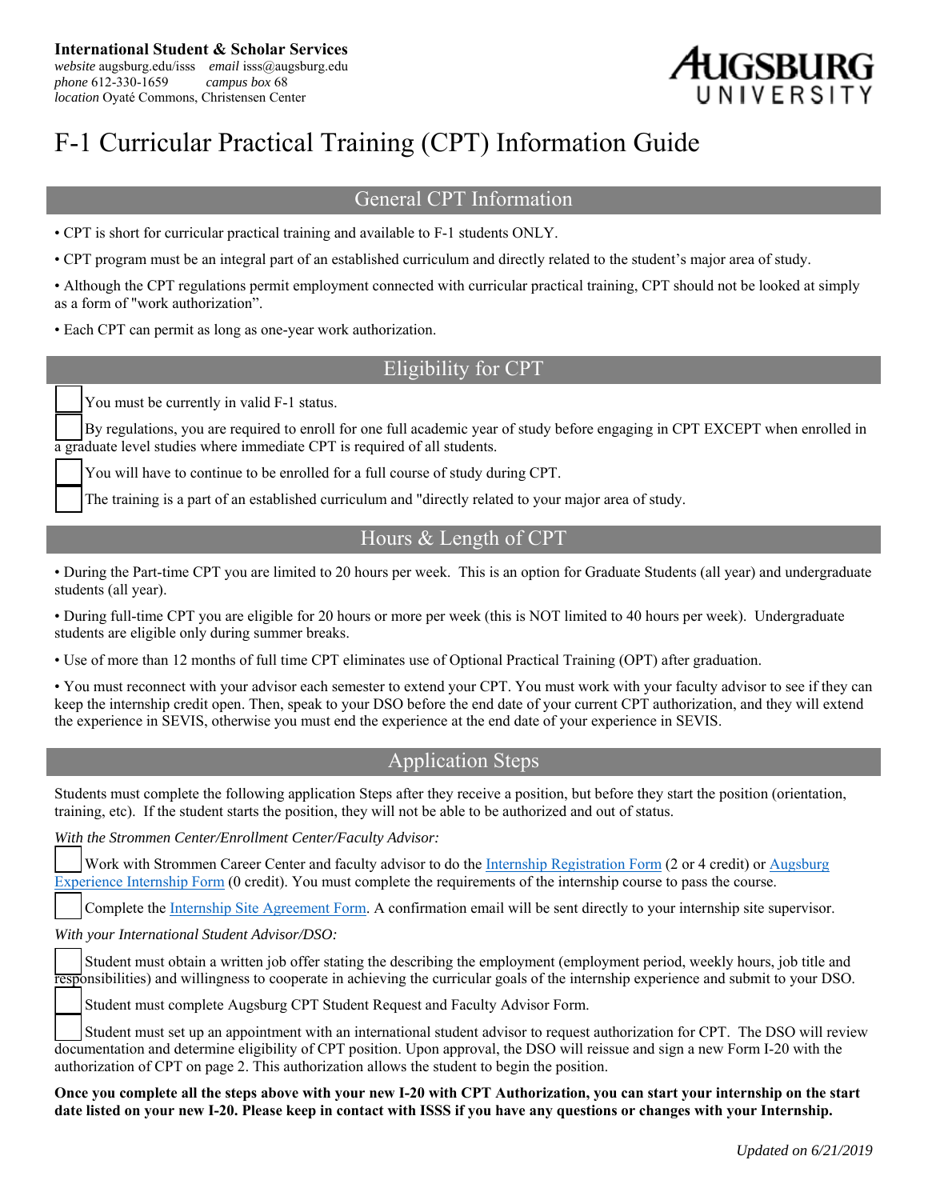**International Student & Scholar Services**
*website* augsburg.edu/isss *email* isss@augsburg.edu
*phone* 612-330-1659 *campus box* 68
*location* Oyaté Commons, Christensen Center

AUGSBURG UNIVERSITY

# F-1 Curricular Practical Training (CPT) Information Guide

## General CPT Information

- CPT is short for curricular practical training and available to F-1 students ONLY.
- CPT program must be an integral part of an established curriculum and directly related to the student's major area of study.
- Although the CPT regulations permit employment connected with curricular practical training, CPT should not be looked at simply as a form of "work authorization".
- Each CPT can permit as long as one-year work authorization.

## Eligibility for CPT

- [ ] You must be currently in valid F-1 status.
- [ ] By regulations, you are required to enroll for one full academic year of study before engaging in CPT EXCEPT when enrolled in a graduate level studies where immediate CPT is required of all students.
- [ ] You will have to continue to be enrolled for a full course of study during CPT.
- [ ] The training is a part of an established curriculum and "directly related to your major area of study.

## Hours & Length of CPT

- During the Part-time CPT you are limited to 20 hours per week. This is an option for Graduate Students (all year) and undergraduate students (all year).
- During full-time CPT you are eligible for 20 hours or more per week (this is NOT limited to 40 hours per week). Undergraduate students are eligible only during summer breaks.
- Use of more than 12 months of full time CPT eliminates use of Optional Practical Training (OPT) after graduation.
- You must reconnect with your advisor each semester to extend your CPT. You must work with your faculty advisor to see if they can keep the internship credit open. Then, speak to your DSO before the end date of your current CPT authorization, and they will extend the experience in SEVIS, otherwise you must end the experience at the end date of your experience in SEVIS.

## Application Steps

Students must complete the following application Steps after they receive a position, but before they start the position (orientation, training, etc). If the student starts the position, they will not be able to be authorized and out of status.

*With the Strommen Center/Enrollment Center/Faculty Advisor:*

- [ ] Work with Strommen Career Center and faculty advisor to do the Internship Registration Form (2 or 4 credit) or Augsburg Experience Internship Form (0 credit). You must complete the requirements of the internship course to pass the course.
- [ ] Complete the Internship Site Agreement Form. A confirmation email will be sent directly to your internship site supervisor.

*With your International Student Advisor/DSO:*

- [ ] Student must obtain a written job offer stating the describing the employment (employment period, weekly hours, job title and responsibilities) and willingness to cooperate in achieving the curricular goals of the internship experience and submit to your DSO.
- [ ] Student must complete Augsburg CPT Student Request and Faculty Advisor Form.
- [ ] Student must set up an appointment with an international student advisor to request authorization for CPT. The DSO will review documentation and determine eligibility of CPT position. Upon approval, the DSO will reissue and sign a new Form I-20 with the authorization of CPT on page 2. This authorization allows the student to begin the position.

**Once you complete all the steps above with your new I-20 with CPT Authorization, you can start your internship on the start date listed on your new I-20. Please keep in contact with ISSS if you have any questions or changes with your Internship.**

*Updated on 6/21/2019*